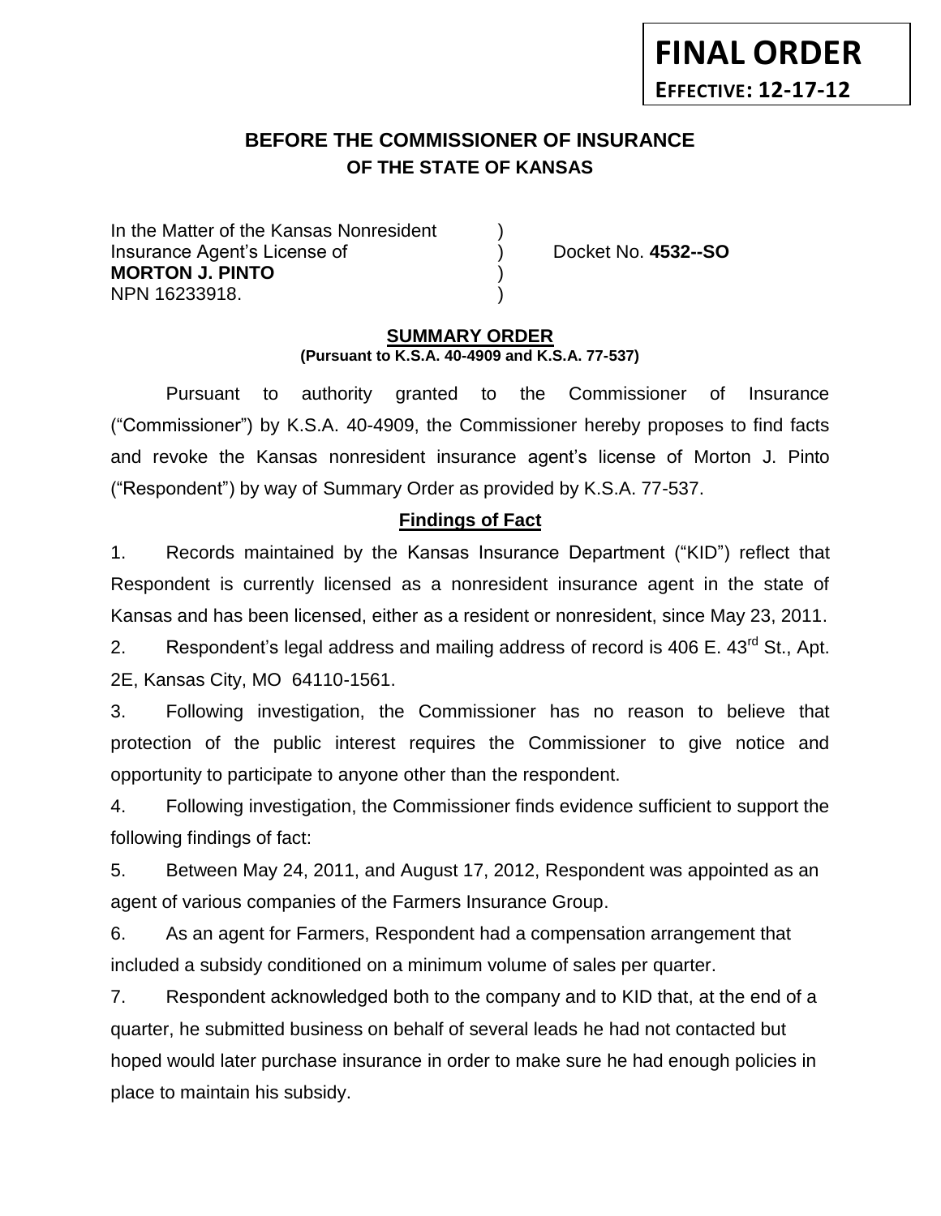**FINAL ORDER**
**EFFECTIVE: 12-17-12**

# BEFORE THE COMMISSIONER OF INSURANCE
## OF THE STATE OF KANSAS

In the Matter of the Kansas Nonresident )
Insurance Agent's License of ) Docket No. **4532--SO**
**MORTON J. PINTO** )
NPN 16233918. )

**SUMMARY ORDER**
**(Pursuant to K.S.A. 40-4909 and K.S.A. 77-537)**

Pursuant to authority granted to the Commissioner of Insurance ("Commissioner") by K.S.A. 40-4909, the Commissioner hereby proposes to find facts and revoke the Kansas nonresident insurance agent's license of Morton J. Pinto ("Respondent") by way of Summary Order as provided by K.S.A. 77-537.

**Findings of Fact**

1. Records maintained by the Kansas Insurance Department ("KID") reflect that Respondent is currently licensed as a nonresident insurance agent in the state of Kansas and has been licensed, either as a resident or nonresident, since May 23, 2011.

2. Respondent's legal address and mailing address of record is 406 E. 43rd St., Apt. 2E, Kansas City, MO 64110-1561.

3. Following investigation, the Commissioner has no reason to believe that protection of the public interest requires the Commissioner to give notice and opportunity to participate to anyone other than the respondent.

4. Following investigation, the Commissioner finds evidence sufficient to support the following findings of fact:

5. Between May 24, 2011, and August 17, 2012, Respondent was appointed as an agent of various companies of the Farmers Insurance Group.

6. As an agent for Farmers, Respondent had a compensation arrangement that included a subsidy conditioned on a minimum volume of sales per quarter.

7. Respondent acknowledged both to the company and to KID that, at the end of a quarter, he submitted business on behalf of several leads he had not contacted but hoped would later purchase insurance in order to make sure he had enough policies in place to maintain his subsidy.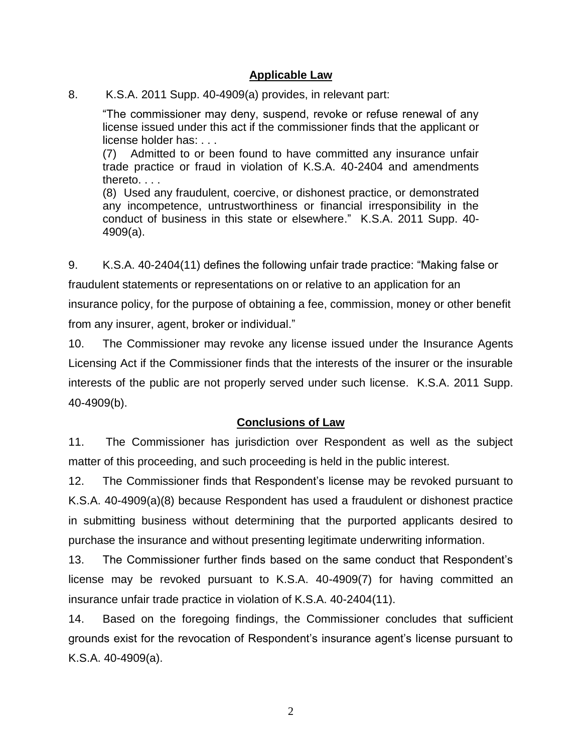## Applicable Law

8. K.S.A. 2011 Supp. 40-4909(a) provides, in relevant part:

> "The commissioner may deny, suspend, revoke or refuse renewal of any license issued under this act if the commissioner finds that the applicant or license holder has: . . .
>
> (7) Admitted to or been found to have committed any insurance unfair trade practice or fraud in violation of K.S.A. 40-2404 and amendments thereto. . . .
>
> (8) Used any fraudulent, coercive, or dishonest practice, or demonstrated any incompetence, untrustworthiness or financial irresponsibility in the conduct of business in this state or elsewhere." K.S.A. 2011 Supp. 40-4909(a).

9. K.S.A. 40-2404(11) defines the following unfair trade practice: "Making false or fraudulent statements or representations on or relative to an application for an insurance policy, for the purpose of obtaining a fee, commission, money or other benefit from any insurer, agent, broker or individual."

10. The Commissioner may revoke any license issued under the Insurance Agents Licensing Act if the Commissioner finds that the interests of the insurer or the insurable interests of the public are not properly served under such license. K.S.A. 2011 Supp. 40-4909(b).

## Conclusions of Law

11. The Commissioner has jurisdiction over Respondent as well as the subject matter of this proceeding, and such proceeding is held in the public interest.

12. The Commissioner finds that Respondent's license may be revoked pursuant to K.S.A. 40-4909(a)(8) because Respondent has used a fraudulent or dishonest practice in submitting business without determining that the purported applicants desired to purchase the insurance and without presenting legitimate underwriting information.

13. The Commissioner further finds based on the same conduct that Respondent's license may be revoked pursuant to K.S.A. 40-4909(7) for having committed an insurance unfair trade practice in violation of K.S.A. 40-2404(11).

14. Based on the foregoing findings, the Commissioner concludes that sufficient grounds exist for the revocation of Respondent's insurance agent's license pursuant to K.S.A. 40-4909(a).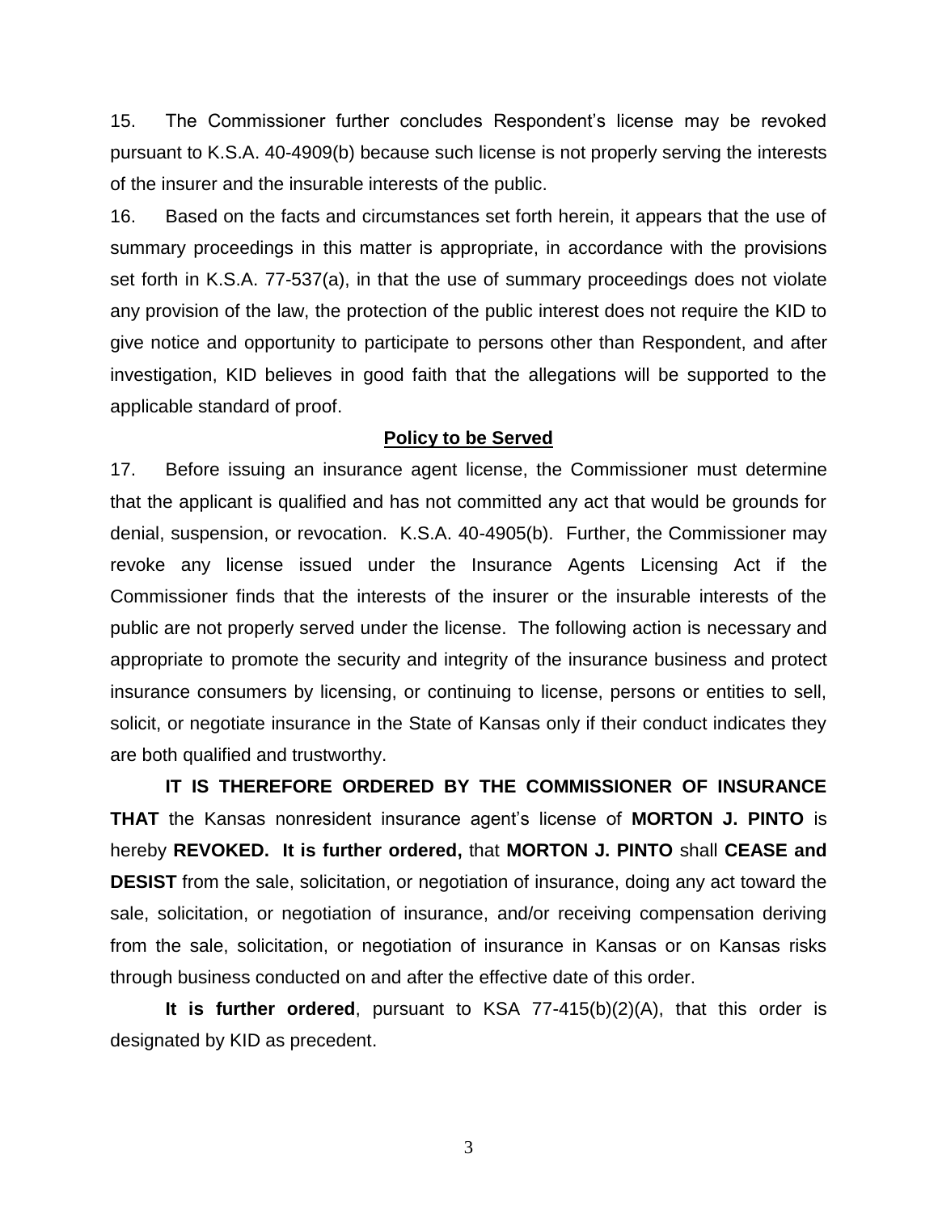15. The Commissioner further concludes Respondent's license may be revoked pursuant to K.S.A. 40-4909(b) because such license is not properly serving the interests of the insurer and the insurable interests of the public.

16. Based on the facts and circumstances set forth herein, it appears that the use of summary proceedings in this matter is appropriate, in accordance with the provisions set forth in K.S.A. 77-537(a), in that the use of summary proceedings does not violate any provision of the law, the protection of the public interest does not require the KID to give notice and opportunity to participate to persons other than Respondent, and after investigation, KID believes in good faith that the allegations will be supported to the applicable standard of proof.

## Policy to be Served

17. Before issuing an insurance agent license, the Commissioner must determine that the applicant is qualified and has not committed any act that would be grounds for denial, suspension, or revocation. K.S.A. 40-4905(b). Further, the Commissioner may revoke any license issued under the Insurance Agents Licensing Act if the Commissioner finds that the interests of the insurer or the insurable interests of the public are not properly served under the license. The following action is necessary and appropriate to promote the security and integrity of the insurance business and protect insurance consumers by licensing, or continuing to license, persons or entities to sell, solicit, or negotiate insurance in the State of Kansas only if their conduct indicates they are both qualified and trustworthy.

**IT IS THEREFORE ORDERED BY THE COMMISSIONER OF INSURANCE THAT** the Kansas nonresident insurance agent's license of **MORTON J. PINTO** is hereby **REVOKED. It is further ordered,** that **MORTON J. PINTO** shall **CEASE and DESIST** from the sale, solicitation, or negotiation of insurance, doing any act toward the sale, solicitation, or negotiation of insurance, and/or receiving compensation deriving from the sale, solicitation, or negotiation of insurance in Kansas or on Kansas risks through business conducted on and after the effective date of this order.

**It is further ordered**, pursuant to KSA 77-415(b)(2)(A), that this order is designated by KID as precedent.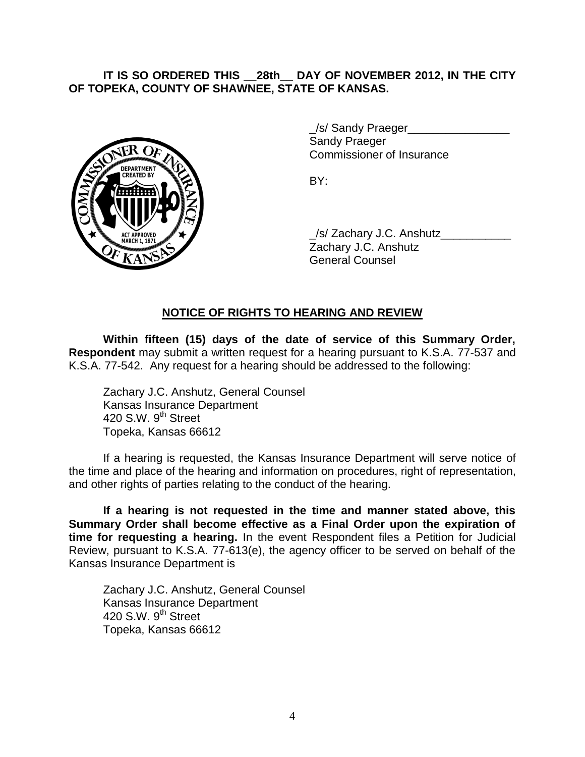**IT IS SO ORDERED THIS __28th__ DAY OF NOVEMBER 2012, IN THE CITY OF TOPEKA, COUNTY OF SHAWNEE, STATE OF KANSAS.**

_/s/ Sandy Praeger________________
Sandy Praeger
Commissioner of Insurance

BY:

_/s/ Zachary J.C. Anshutz___________
Zachary J.C. Anshutz
General Counsel

## NOTICE OF RIGHTS TO HEARING AND REVIEW

**Within fifteen (15) days of the date of service of this Summary Order, Respondent** may submit a written request for a hearing pursuant to K.S.A. 77-537 and K.S.A. 77-542. Any request for a hearing should be addressed to the following:

Zachary J.C. Anshutz, General Counsel
Kansas Insurance Department
420 S.W. 9th Street
Topeka, Kansas 66612

If a hearing is requested, the Kansas Insurance Department will serve notice of the time and place of the hearing and information on procedures, right of representation, and other rights of parties relating to the conduct of the hearing.

**If a hearing is not requested in the time and manner stated above, this Summary Order shall become effective as a Final Order upon the expiration of time for requesting a hearing.** In the event Respondent files a Petition for Judicial Review, pursuant to K.S.A. 77-613(e), the agency officer to be served on behalf of the Kansas Insurance Department is

Zachary J.C. Anshutz, General Counsel
Kansas Insurance Department
420 S.W. 9th Street
Topeka, Kansas 66612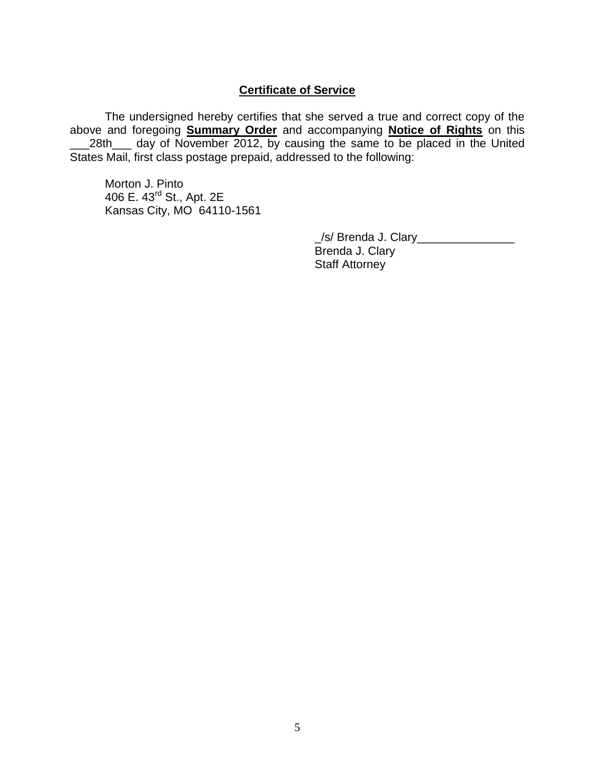## Certificate of Service

The undersigned hereby certifies that she served a true and correct copy of the above and foregoing **Summary Order** and accompanying **Notice of Rights** on this ___28th___ day of November 2012, by causing the same to be placed in the United States Mail, first class postage prepaid, addressed to the following:

Morton J. Pinto
406 E. 43rd St., Apt. 2E
Kansas City, MO 64110-1561

_/s/ Brenda J. Clary_______________
Brenda J. Clary
Staff Attorney